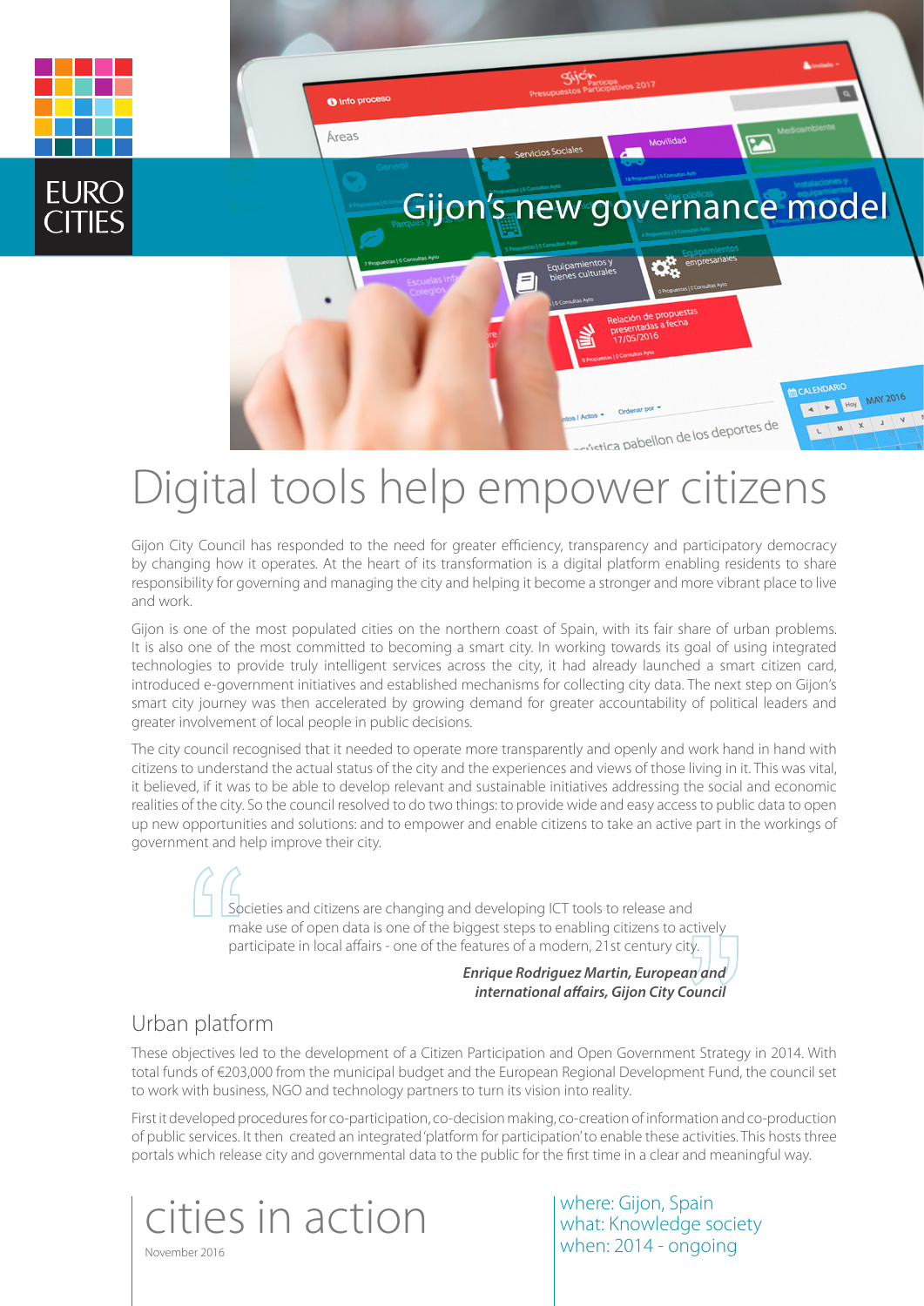EURO CITIES

# Gijon's new governance model

# Digital tools help empower citizens

Gijon City Council has responded to the need for greater efficiency, transparency and participatory democracy by changing how it operates. At the heart of its transformation is a digital platform enabling residents to share responsibility for governing and managing the city and helping it become a stronger and more vibrant place to live and work.

Gijon is one of the most populated cities on the northern coast of Spain, with its fair share of urban problems. It is also one of the most committed to becoming a smart city. In working towards its goal of using integrated technologies to provide truly intelligent services across the city, it had already launched a smart citizen card, introduced e-government initiatives and established mechanisms for collecting city data. The next step on Gijon's smart city journey was then accelerated by growing demand for greater accountability of political leaders and greater involvement of local people in public decisions.

The city council recognised that it needed to operate more transparently and openly and work hand in hand with citizens to understand the actual status of the city and the experiences and views of those living in it. This was vital, it believed, if it was to be able to develop relevant and sustainable initiatives addressing the social and economic realities of the city. So the council resolved to do two things: to provide wide and easy access to public data to open up new opportunities and solutions: and to empower and enable citizens to take an active part in the workings of government and help improve their city.

> Societies and citizens are changing and developing ICT tools to release and make use of open data is one of the biggest steps to enabling citizens to actively participate in local affairs - one of the features of a modern, 21st century city.
>
> ***Enrique Rodriguez Martin, European and international affairs, Gijon City Council***

## Urban platform

These objectives led to the development of a Citizen Participation and Open Government Strategy in 2014. With total funds of €203,000 from the municipal budget and the European Regional Development Fund, the council set to work with business, NGO and technology partners to turn its vision into reality.

First it developed procedures for co-participation, co-decision making, co-creation of information and co-production of public services. It then created an integrated 'platform for participation' to enable these activities. This hosts three portals which release city and governmental data to the public for the first time in a clear and meaningful way.

cities in action

November 2016

where: Gijon, Spain
what: Knowledge society
when: 2014 - ongoing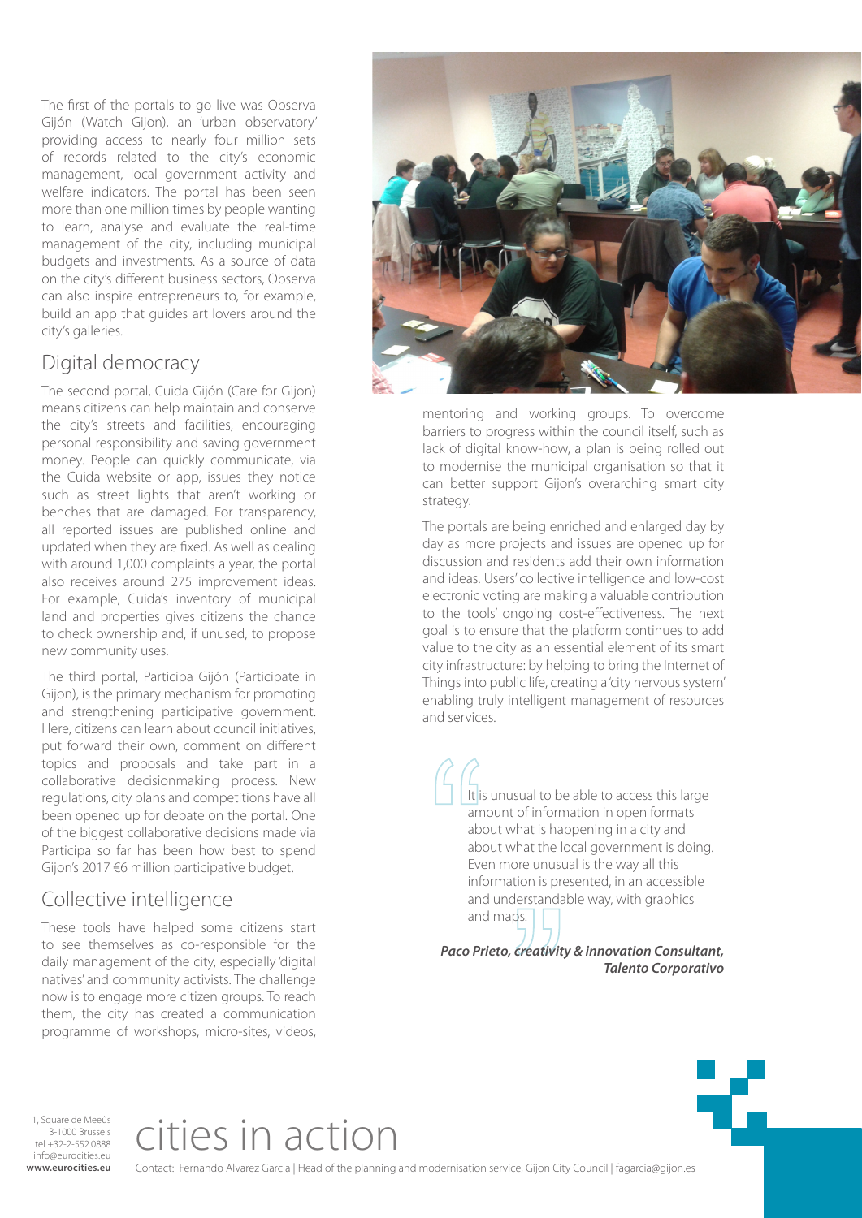The first of the portals to go live was Observa Gijón (Watch Gijon), an 'urban observatory' providing access to nearly four million sets of records related to the city's economic management, local government activity and welfare indicators. The portal has been seen more than one million times by people wanting to learn, analyse and evaluate the real-time management of the city, including municipal budgets and investments. As a source of data on the city's different business sectors, Observa can also inspire entrepreneurs to, for example, build an app that guides art lovers around the city's galleries.

## Digital democracy

The second portal, Cuida Gijón (Care for Gijon) means citizens can help maintain and conserve the city's streets and facilities, encouraging personal responsibility and saving government money. People can quickly communicate, via the Cuida website or app, issues they notice such as street lights that aren't working or benches that are damaged. For transparency, all reported issues are published online and updated when they are fixed. As well as dealing with around 1,000 complaints a year, the portal also receives around 275 improvement ideas. For example, Cuida's inventory of municipal land and properties gives citizens the chance to check ownership and, if unused, to propose new community uses.

The third portal, Participa Gijón (Participate in Gijon), is the primary mechanism for promoting and strengthening participative government. Here, citizens can learn about council initiatives, put forward their own, comment on different topics and proposals and take part in a collaborative decisionmaking process. New regulations, city plans and competitions have all been opened up for debate on the portal. One of the biggest collaborative decisions made via Participa so far has been how best to spend Gijon's 2017 €6 million participative budget.

## Collective intelligence

These tools have helped some citizens start to see themselves as co-responsible for the daily management of the city, especially 'digital natives' and community activists. The challenge now is to engage more citizen groups. To reach them, the city has created a communication programme of workshops, micro-sites, videos, mentoring and working groups. To overcome barriers to progress within the council itself, such as lack of digital know-how, a plan is being rolled out to modernise the municipal organisation so that it can better support Gijon's overarching smart city strategy.

The portals are being enriched and enlarged day by day as more projects and issues are opened up for discussion and residents add their own information and ideas. Users' collective intelligence and low-cost electronic voting are making a valuable contribution to the tools' ongoing cost-effectiveness. The next goal is to ensure that the platform continues to add value to the city as an essential element of its smart city infrastructure: by helping to bring the Internet of Things into public life, creating a 'city nervous system' enabling truly intelligent management of resources and services.

> It is unusual to be able to access this large amount of information in open formats about what is happening in a city and about what the local government is doing. Even more unusual is the way all this information is presented, in an accessible and understandable way, with graphics and maps.
>
> ***Paco Prieto, creativity & innovation Consultant, Talento Corporativo***

# cities in action

Contact: Fernando Alvarez Garcia | Head of the planning and modernisation service, Gijon City Council | fagarcia@gijon.es

1, Square de Meeûs
B-1000 Brussels
tel +32-2-552.0888
info@eurocities.eu
**www.eurocities.eu**